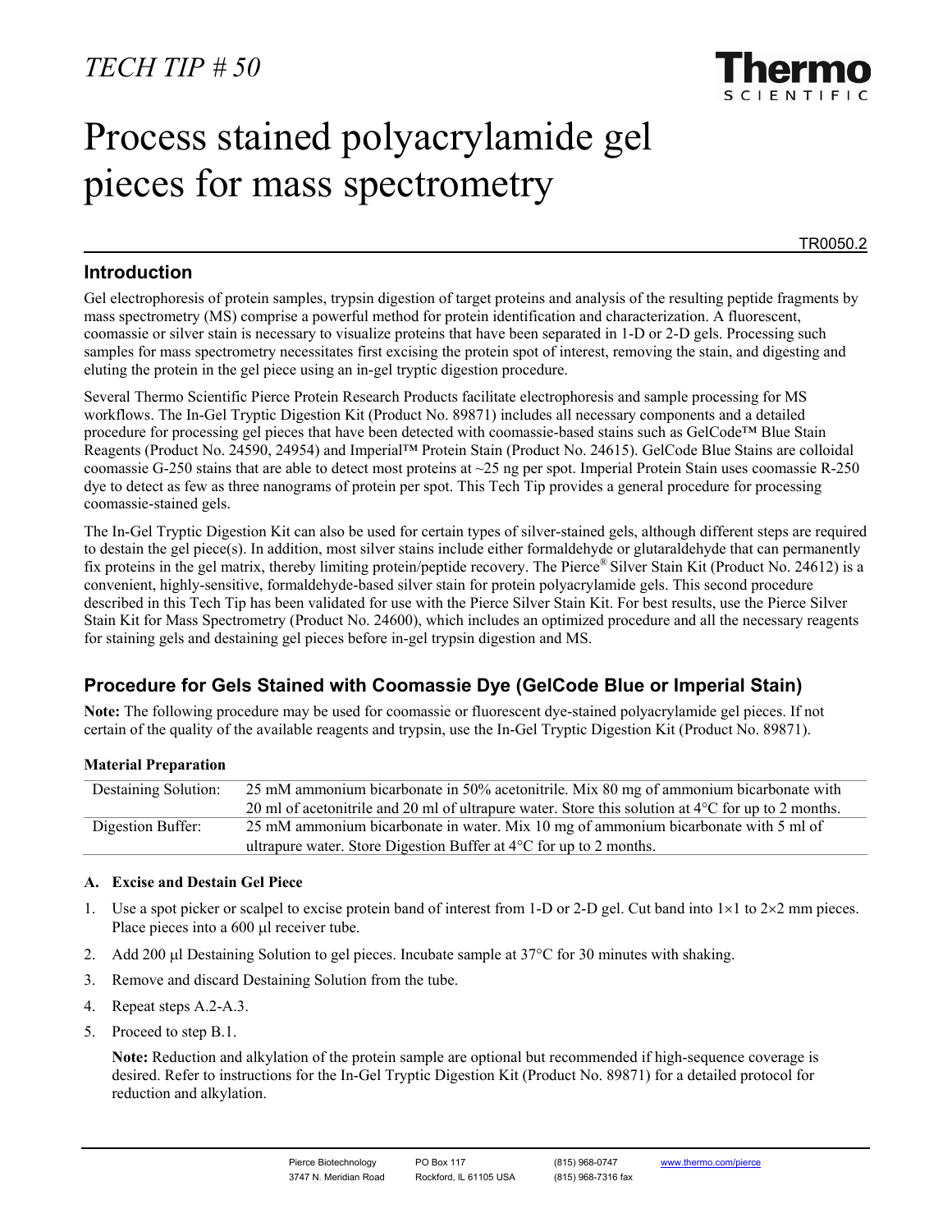*TECH TIP # 50*

# Process stained polyacrylamide gel pieces for mass spectrometry

TR0050.2

## Introduction

Gel electrophoresis of protein samples, trypsin digestion of target proteins and analysis of the resulting peptide fragments by mass spectrometry (MS) comprise a powerful method for protein identification and characterization. A fluorescent, coomassie or silver stain is necessary to visualize proteins that have been separated in 1-D or 2-D gels. Processing such samples for mass spectrometry necessitates first excising the protein spot of interest, removing the stain, and digesting and eluting the protein in the gel piece using an in-gel tryptic digestion procedure.

Several Thermo Scientific Pierce Protein Research Products facilitate electrophoresis and sample processing for MS workflows. The In-Gel Tryptic Digestion Kit (Product No. 89871) includes all necessary components and a detailed procedure for processing gel pieces that have been detected with coomassie-based stains such as GelCode™ Blue Stain Reagents (Product No. 24590, 24954) and Imperial™ Protein Stain (Product No. 24615). GelCode Blue Stains are colloidal coomassie G-250 stains that are able to detect most proteins at ~25 ng per spot. Imperial Protein Stain uses coomassie R-250 dye to detect as few as three nanograms of protein per spot. This Tech Tip provides a general procedure for processing coomassie-stained gels.

The In-Gel Tryptic Digestion Kit can also be used for certain types of silver-stained gels, although different steps are required to destain the gel piece(s). In addition, most silver stains include either formaldehyde or glutaraldehyde that can permanently fix proteins in the gel matrix, thereby limiting protein/peptide recovery. The Pierce® Silver Stain Kit (Product No. 24612) is a convenient, highly-sensitive, formaldehyde-based silver stain for protein polyacrylamide gels. This second procedure described in this Tech Tip has been validated for use with the Pierce Silver Stain Kit. For best results, use the Pierce Silver Stain Kit for Mass Spectrometry (Product No. 24600), which includes an optimized procedure and all the necessary reagents for staining gels and destaining gel pieces before in-gel trypsin digestion and MS.

## Procedure for Gels Stained with Coomassie Dye (GelCode Blue or Imperial Stain)

**Note:** The following procedure may be used for coomassie or fluorescent dye-stained polyacrylamide gel pieces. If not certain of the quality of the available reagents and trypsin, use the In-Gel Tryptic Digestion Kit (Product No. 89871).

**Material Preparation**

| | |
|---|---|
| Destaining Solution: | 25 mM ammonium bicarbonate in 50% acetonitrile. Mix 80 mg of ammonium bicarbonate with 20 ml of acetonitrile and 20 ml of ultrapure water. Store this solution at 4°C for up to 2 months. |
| Digestion Buffer: | 25 mM ammonium bicarbonate in water. Mix 10 mg of ammonium bicarbonate with 5 ml of ultrapure water. Store Digestion Buffer at 4°C for up to 2 months. |

**A. Excise and Destain Gel Piece**

1. Use a spot picker or scalpel to excise protein band of interest from 1-D or 2-D gel. Cut band into 1×1 to 2×2 mm pieces. Place pieces into a 600 µl receiver tube.
2. Add 200 µl Destaining Solution to gel pieces. Incubate sample at 37°C for 30 minutes with shaking.
3. Remove and discard Destaining Solution from the tube.
4. Repeat steps A.2-A.3.
5. Proceed to step B.1.

   **Note:** Reduction and alkylation of the protein sample are optional but recommended if high-sequence coverage is desired. Refer to instructions for the In-Gel Tryptic Digestion Kit (Product No. 89871) for a detailed protocol for reduction and alkylation.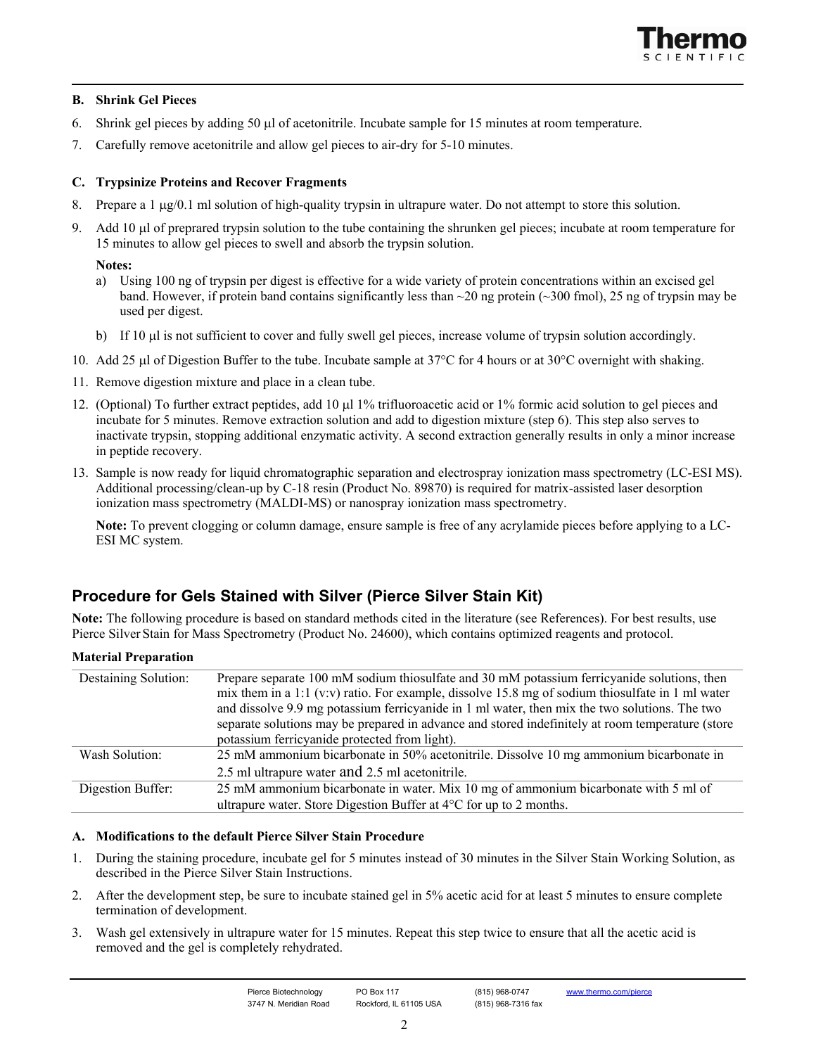**B. Shrink Gel Pieces**

6. Shrink gel pieces by adding 50 µl of acetonitrile. Incubate sample for 15 minutes at room temperature.
7. Carefully remove acetonitrile and allow gel pieces to air-dry for 5-10 minutes.

**C. Trypsinize Proteins and Recover Fragments**

8. Prepare a 1 µg/0.1 ml solution of high-quality trypsin in ultrapure water. Do not attempt to store this solution.
9. Add 10 µl of preprared trypsin solution to the tube containing the shrunken gel pieces; incubate at room temperature for 15 minutes to allow gel pieces to swell and absorb the trypsin solution.

   **Notes:**
   a) Using 100 ng of trypsin per digest is effective for a wide variety of protein concentrations within an excised gel band. However, if protein band contains significantly less than ~20 ng protein (~300 fmol), 25 ng of trypsin may be used per digest.
   b) If 10 µl is not sufficient to cover and fully swell gel pieces, increase volume of trypsin solution accordingly.

10. Add 25 µl of Digestion Buffer to the tube. Incubate sample at 37°C for 4 hours or at 30°C overnight with shaking.
11. Remove digestion mixture and place in a clean tube.
12. (Optional) To further extract peptides, add 10 µl 1% trifluoroacetic acid or 1% formic acid solution to gel pieces and incubate for 5 minutes. Remove extraction solution and add to digestion mixture (step 6). This step also serves to inactivate trypsin, stopping additional enzymatic activity. A second extraction generally results in only a minor increase in peptide recovery.
13. Sample is now ready for liquid chromatographic separation and electrospray ionization mass spectrometry (LC-ESI MS). Additional processing/clean-up by C-18 resin (Product No. 89870) is required for matrix-assisted laser desorption ionization mass spectrometry (MALDI-MS) or nanospray ionization mass spectrometry.

    **Note:** To prevent clogging or column damage, ensure sample is free of any acrylamide pieces before applying to a LC-ESI MC system.

## Procedure for Gels Stained with Silver (Pierce Silver Stain Kit)

**Note:** The following procedure is based on standard methods cited in the literature (see References). For best results, use Pierce Silver Stain for Mass Spectrometry (Product No. 24600), which contains optimized reagents and protocol.

**Material Preparation**

| | |
|---|---|
| Destaining Solution: | Prepare separate 100 mM sodium thiosulfate and 30 mM potassium ferricyanide solutions, then mix them in a 1:1 (v:v) ratio. For example, dissolve 15.8 mg of sodium thiosulfate in 1 ml water and dissolve 9.9 mg potassium ferricyanide in 1 ml water, then mix the two solutions. The two separate solutions may be prepared in advance and stored indefinitely at room temperature (store potassium ferricyanide protected from light). |
| Wash Solution: | 25 mM ammonium bicarbonate in 50% acetonitrile. Dissolve 10 mg ammonium bicarbonate in 2.5 ml ultrapure water and 2.5 ml acetonitrile. |
| Digestion Buffer: | 25 mM ammonium bicarbonate in water. Mix 10 mg of ammonium bicarbonate with 5 ml of ultrapure water. Store Digestion Buffer at 4°C for up to 2 months. |

**A. Modifications to the default Pierce Silver Stain Procedure**

1. During the staining procedure, incubate gel for 5 minutes instead of 30 minutes in the Silver Stain Working Solution, as described in the Pierce Silver Stain Instructions.
2. After the development step, be sure to incubate stained gel in 5% acetic acid for at least 5 minutes to ensure complete termination of development.
3. Wash gel extensively in ultrapure water for 15 minutes. Repeat this step twice to ensure that all the acetic acid is removed and the gel is completely rehydrated.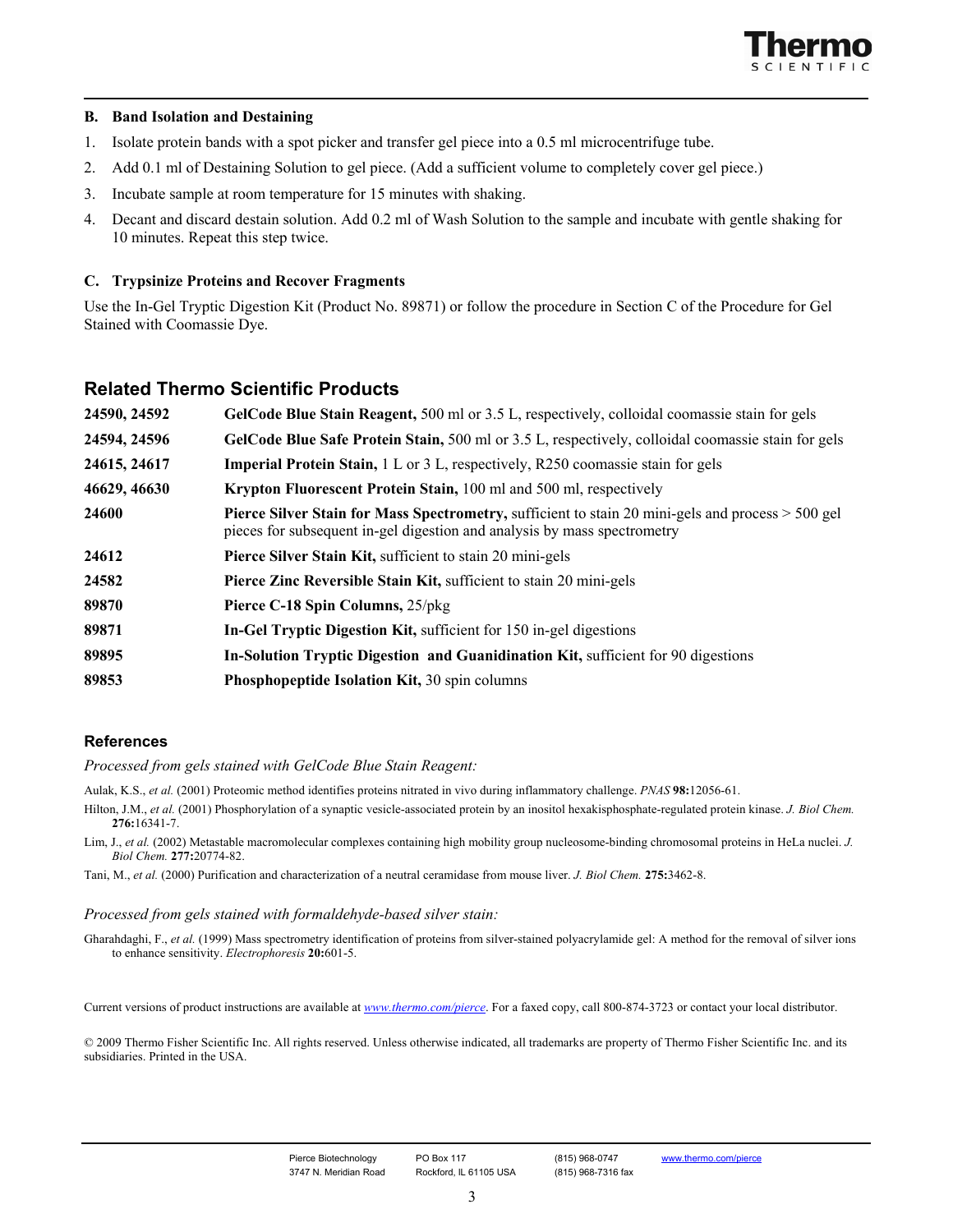### B. Band Isolation and Destaining

1. Isolate protein bands with a spot picker and transfer gel piece into a 0.5 ml microcentrifuge tube.
2. Add 0.1 ml of Destaining Solution to gel piece. (Add a sufficient volume to completely cover gel piece.)
3. Incubate sample at room temperature for 15 minutes with shaking.
4. Decant and discard destain solution. Add 0.2 ml of Wash Solution to the sample and incubate with gentle shaking for 10 minutes. Repeat this step twice.

### C. Trypsinize Proteins and Recover Fragments

Use the In-Gel Tryptic Digestion Kit (Product No. 89871) or follow the procedure in Section C of the Procedure for Gel Stained with Coomassie Dye.

## Related Thermo Scientific Products

| | |
|---|---|
| **24590, 24592** | **GelCode Blue Stain Reagent,** 500 ml or 3.5 L, respectively, colloidal coomassie stain for gels |
| **24594, 24596** | **GelCode Blue Safe Protein Stain,** 500 ml or 3.5 L, respectively, colloidal coomassie stain for gels |
| **24615, 24617** | **Imperial Protein Stain,** 1 L or 3 L, respectively, R250 coomassie stain for gels |
| **46629, 46630** | **Krypton Fluorescent Protein Stain,** 100 ml and 500 ml, respectively |
| **24600** | **Pierce Silver Stain for Mass Spectrometry,** sufficient to stain 20 mini-gels and process > 500 gel pieces for subsequent in-gel digestion and analysis by mass spectrometry |
| **24612** | **Pierce Silver Stain Kit,** sufficient to stain 20 mini-gels |
| **24582** | **Pierce Zinc Reversible Stain Kit,** sufficient to stain 20 mini-gels |
| **89870** | **Pierce C-18 Spin Columns,** 25/pkg |
| **89871** | **In-Gel Tryptic Digestion Kit,** sufficient for 150 in-gel digestions |
| **89895** | **In-Solution Tryptic Digestion and Guanidination Kit,** sufficient for 90 digestions |
| **89853** | **Phosphopeptide Isolation Kit,** 30 spin columns |

### References

*Processed from gels stained with GelCode Blue Stain Reagent:*

Aulak, K.S., *et al.* (2001) Proteomic method identifies proteins nitrated in vivo during inflammatory challenge. *PNAS* **98:**12056-61.

Hilton, J.M., *et al.* (2001) Phosphorylation of a synaptic vesicle-associated protein by an inositol hexakisphosphate-regulated protein kinase. *J. Biol Chem.* **276:**16341-7.

Lim, J., *et al.* (2002) Metastable macromolecular complexes containing high mobility group nucleosome-binding chromosomal proteins in HeLa nuclei. *J. Biol Chem.* **277:**20774-82.

Tani, M., *et al.* (2000) Purification and characterization of a neutral ceramidase from mouse liver. *J. Biol Chem.* **275:**3462-8.

*Processed from gels stained with formaldehyde-based silver stain:*

Gharahdaghi, F., *et al.* (1999) Mass spectrometry identification of proteins from silver-stained polyacrylamide gel: A method for the removal of silver ions to enhance sensitivity. *Electrophoresis* **20:**601-5.

Current versions of product instructions are available at [www.thermo.com/pierce](www.thermo.com/pierce). For a faxed copy, call 800-874-3723 or contact your local distributor.

© 2009 Thermo Fisher Scientific Inc. All rights reserved. Unless otherwise indicated, all trademarks are property of Thermo Fisher Scientific Inc. and its subsidiaries. Printed in the USA.